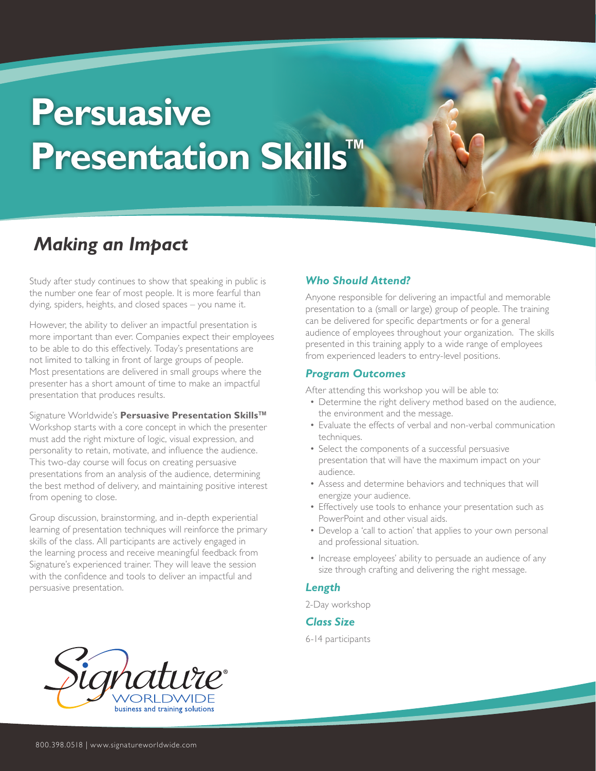# Persuasive Presentation Skills™

## *Making an Impact*

Study after study continues to show that speaking in public is the number one fear of most people. It is more fearful than dying, spiders, heights, and closed spaces – you name it.

However, the ability to deliver an impactful presentation is more important than ever. Companies expect their employees to be able to do this effectively. Today's presentations are not limited to talking in front of large groups of people. Most presentations are delivered in small groups where the presenter has a short amount of time to make an impactful presentation that produces results.

Signature Worldwide's **Persuasive Presentation Skills™** Workshop starts with a core concept in which the presenter must add the right mixture of logic, visual expression, and personality to retain, motivate, and influence the audience. This two-day course will focus on creating persuasive presentations from an analysis of the audience, determining the best method of delivery, and maintaining positive interest from opening to close.

Group discussion, brainstorming, and in-depth experiential learning of presentation techniques will reinforce the primary skills of the class. All participants are actively engaged in the learning process and receive meaningful feedback from Signature's experienced trainer. They will leave the session with the confidence and tools to deliver an impactful and persuasive presentation.

### *Who Should Attend?*

Anyone responsible for delivering an impactful and memorable presentation to a (small or large) group of people. The training can be delivered for specific departments or for a general audience of employees throughout your organization. The skills presented in this training apply to a wide range of employees from experienced leaders to entry-level positions.

### *Program Outcomes*

After attending this workshop you will be able to:

- Determine the right delivery method based on the audience, the environment and the message.
- Evaluate the effects of verbal and non-verbal communication techniques.
- Select the components of a successful persuasive presentation that will have the maximum impact on your audience.
- Assess and determine behaviors and techniques that will energize your audience.
- Effectively use tools to enhance your presentation such as PowerPoint and other visual aids.
- Develop a 'call to action' that applies to your own personal and professional situation.
- Increase employees' ability to persuade an audience of any size through crafting and delivering the right message.

### *Length*

2-Day workshop

### *Class Size*

6-14 participants

Signature® WORLDWIDE business and training solutions

800.398.0518 | www.signatureworldwide.com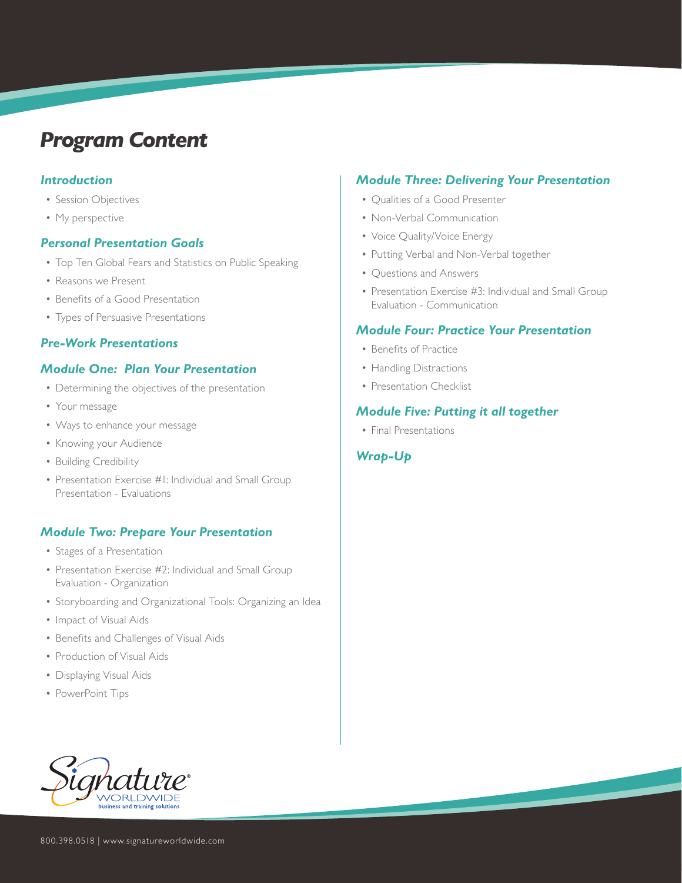# Program Content

### Introduction

- Session Objectives
- My perspective

### Personal Presentation Goals

- Top Ten Global Fears and Statistics on Public Speaking
- Reasons we Present
- Benefits of a Good Presentation
- Types of Persuasive Presentations

### Pre-Work Presentations

### Module One: Plan Your Presentation

- Determining the objectives of the presentation
- Your message
- Ways to enhance your message
- Knowing your Audience
- Building Credibility
- Presentation Exercise #1: Individual and Small Group Presentation - Evaluations

### Module Two: Prepare Your Presentation

- Stages of a Presentation
- Presentation Exercise #2: Individual and Small Group Evaluation - Organization
- Storyboarding and Organizational Tools: Organizing an Idea
- Impact of Visual Aids
- Benefits and Challenges of Visual Aids
- Production of Visual Aids
- Displaying Visual Aids
- PowerPoint Tips

### Module Three: Delivering Your Presentation

- Qualities of a Good Presenter
- Non-Verbal Communication
- Voice Quality/Voice Energy
- Putting Verbal and Non-Verbal together
- Questions and Answers
- Presentation Exercise #3: Individual and Small Group Evaluation - Communication

### Module Four: Practice Your Presentation

- Benefits of Practice
- Handling Distractions
- Presentation Checklist

### Module Five: Putting it all together

- Final Presentations

### Wrap-Up

Signature® WORLDWIDE business and training solutions

800.398.0518 | www.signatureworldwide.com